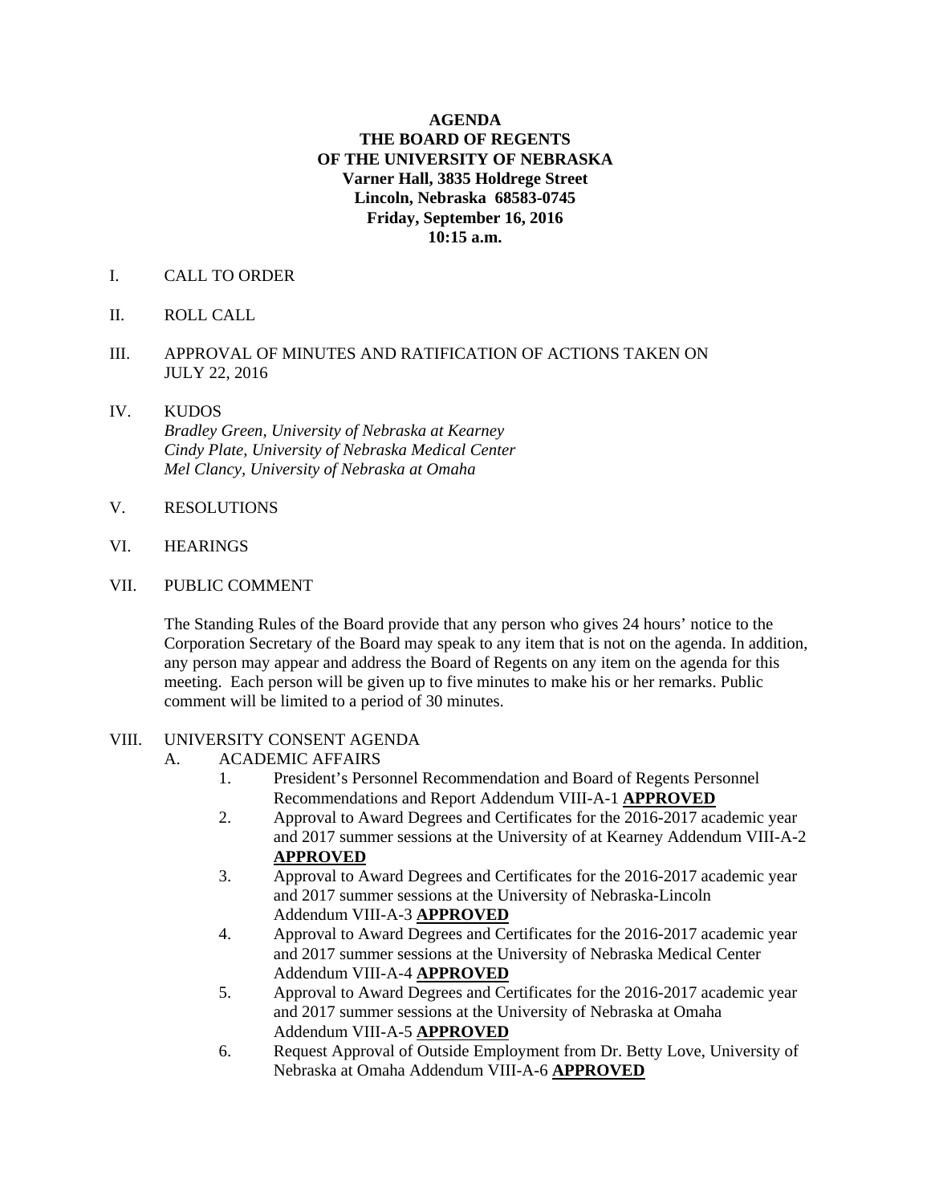**AGENDA**
**THE BOARD OF REGENTS**
**OF THE UNIVERSITY OF NEBRASKA**
**Varner Hall, 3835 Holdrege Street**
**Lincoln, Nebraska 68583-0745**
**Friday, September 16, 2016**
**10:15 a.m.**

I. CALL TO ORDER

II. ROLL CALL

III. APPROVAL OF MINUTES AND RATIFICATION OF ACTIONS TAKEN ON JULY 22, 2016

IV. KUDOS
*Bradley Green, University of Nebraska at Kearney*
*Cindy Plate, University of Nebraska Medical Center*
*Mel Clancy, University of Nebraska at Omaha*

V. RESOLUTIONS

VI. HEARINGS

VII. PUBLIC COMMENT

The Standing Rules of the Board provide that any person who gives 24 hours' notice to the Corporation Secretary of the Board may speak to any item that is not on the agenda. In addition, any person may appear and address the Board of Regents on any item on the agenda for this meeting. Each person will be given up to five minutes to make his or her remarks. Public comment will be limited to a period of 30 minutes.

VIII. UNIVERSITY CONSENT AGENDA

A. ACADEMIC AFFAIRS

1. President's Personnel Recommendation and Board of Regents Personnel Recommendations and Report Addendum VIII-A-1 **APPROVED**
2. Approval to Award Degrees and Certificates for the 2016-2017 academic year and 2017 summer sessions at the University of at Kearney Addendum VIII-A-2 **APPROVED**
3. Approval to Award Degrees and Certificates for the 2016-2017 academic year and 2017 summer sessions at the University of Nebraska-Lincoln Addendum VIII-A-3 **APPROVED**
4. Approval to Award Degrees and Certificates for the 2016-2017 academic year and 2017 summer sessions at the University of Nebraska Medical Center Addendum VIII-A-4 **APPROVED**
5. Approval to Award Degrees and Certificates for the 2016-2017 academic year and 2017 summer sessions at the University of Nebraska at Omaha Addendum VIII-A-5 **APPROVED**
6. Request Approval of Outside Employment from Dr. Betty Love, University of Nebraska at Omaha Addendum VIII-A-6 **APPROVED**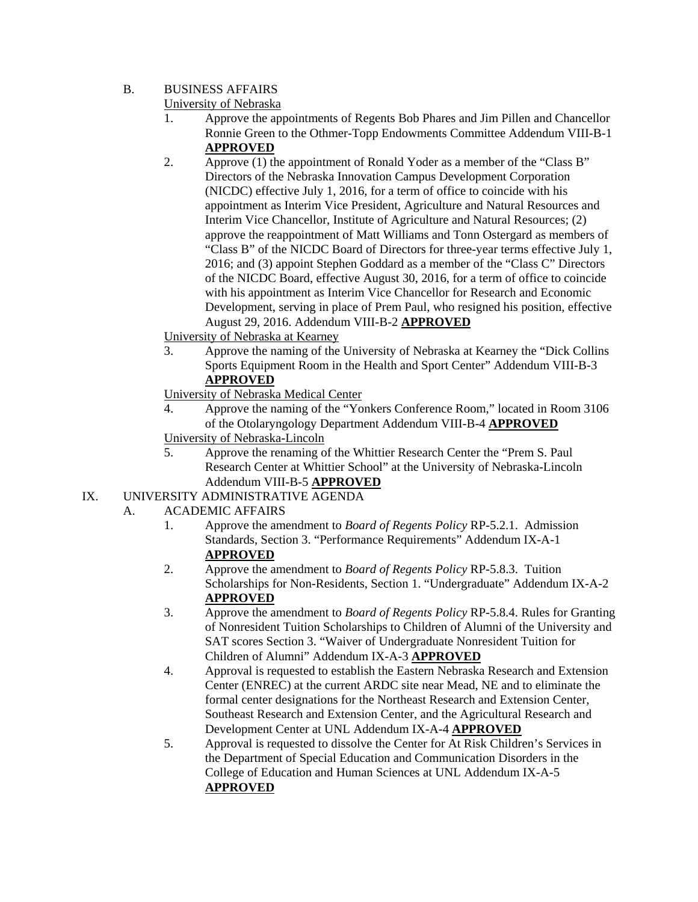B. BUSINESS AFFAIRS

University of Nebraska

1. Approve the appointments of Regents Bob Phares and Jim Pillen and Chancellor Ronnie Green to the Othmer-Topp Endowments Committee Addendum VIII-B-1 **APPROVED**
2. Approve (1) the appointment of Ronald Yoder as a member of the "Class B" Directors of the Nebraska Innovation Campus Development Corporation (NICDC) effective July 1, 2016, for a term of office to coincide with his appointment as Interim Vice President, Agriculture and Natural Resources and Interim Vice Chancellor, Institute of Agriculture and Natural Resources; (2) approve the reappointment of Matt Williams and Tonn Ostergard as members of "Class B" of the NICDC Board of Directors for three-year terms effective July 1, 2016; and (3) appoint Stephen Goddard as a member of the "Class C" Directors of the NICDC Board, effective August 30, 2016, for a term of office to coincide with his appointment as Interim Vice Chancellor for Research and Economic Development, serving in place of Prem Paul, who resigned his position, effective August 29, 2016. Addendum VIII-B-2 **APPROVED**

University of Nebraska at Kearney

3. Approve the naming of the University of Nebraska at Kearney the "Dick Collins Sports Equipment Room in the Health and Sport Center" Addendum VIII-B-3 **APPROVED**

University of Nebraska Medical Center

4. Approve the naming of the "Yonkers Conference Room," located in Room 3106 of the Otolaryngology Department Addendum VIII-B-4 **APPROVED**

University of Nebraska-Lincoln

5. Approve the renaming of the Whittier Research Center the "Prem S. Paul Research Center at Whittier School" at the University of Nebraska-Lincoln Addendum VIII-B-5 **APPROVED**

IX. UNIVERSITY ADMINISTRATIVE AGENDA

A. ACADEMIC AFFAIRS

1. Approve the amendment to *Board of Regents Policy* RP-5.2.1. Admission Standards, Section 3. "Performance Requirements" Addendum IX-A-1 **APPROVED**
2. Approve the amendment to *Board of Regents Policy* RP-5.8.3. Tuition Scholarships for Non-Residents, Section 1. "Undergraduate" Addendum IX-A-2 **APPROVED**
3. Approve the amendment to *Board of Regents Policy* RP-5.8.4. Rules for Granting of Nonresident Tuition Scholarships to Children of Alumni of the University and SAT scores Section 3. "Waiver of Undergraduate Nonresident Tuition for Children of Alumni" Addendum IX-A-3 **APPROVED**
4. Approval is requested to establish the Eastern Nebraska Research and Extension Center (ENREC) at the current ARDC site near Mead, NE and to eliminate the formal center designations for the Northeast Research and Extension Center, Southeast Research and Extension Center, and the Agricultural Research and Development Center at UNL Addendum IX-A-4 **APPROVED**
5. Approval is requested to dissolve the Center for At Risk Children's Services in the Department of Special Education and Communication Disorders in the College of Education and Human Sciences at UNL Addendum IX-A-5 **APPROVED**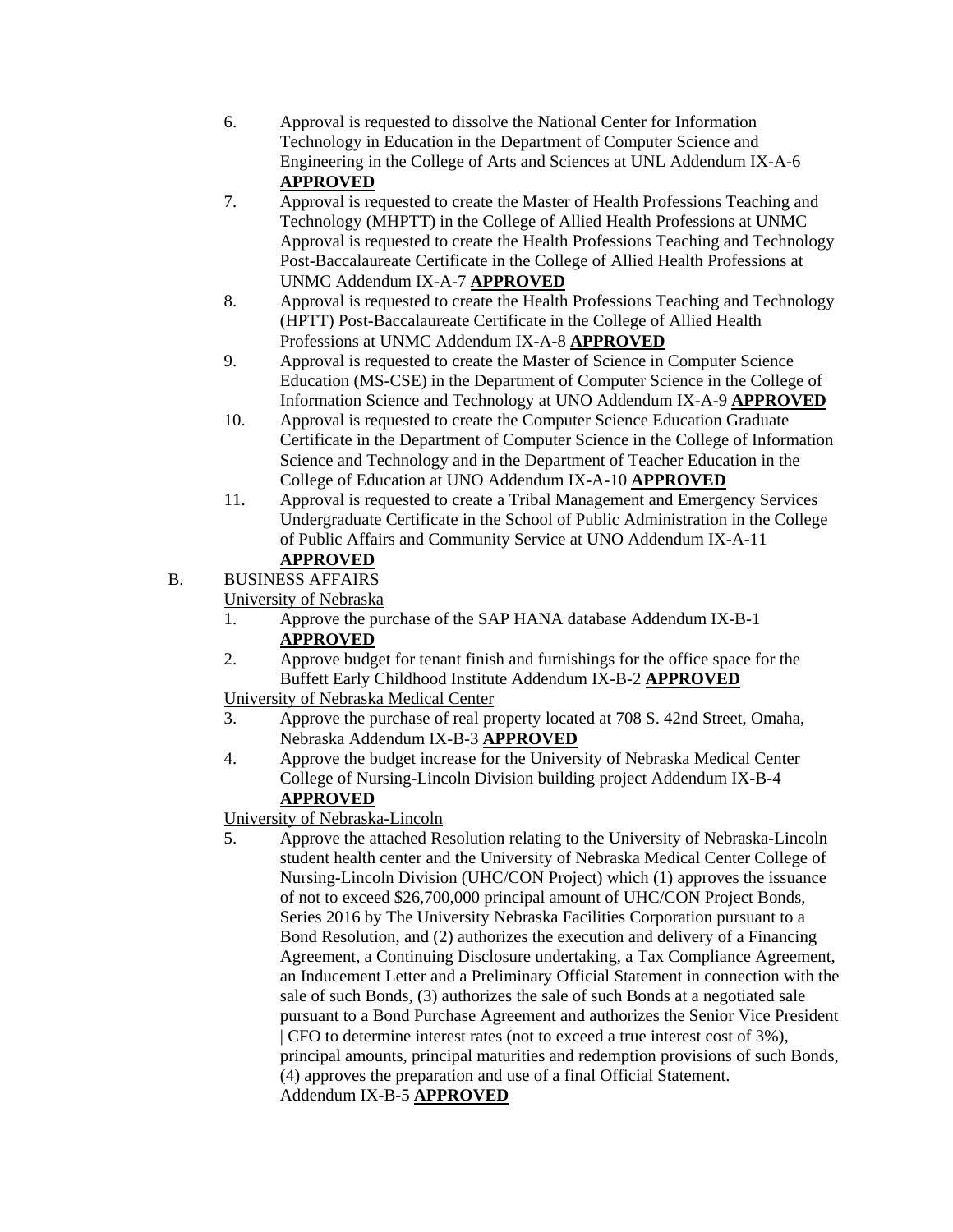6. Approval is requested to dissolve the National Center for Information Technology in Education in the Department of Computer Science and Engineering in the College of Arts and Sciences at UNL Addendum IX-A-6 **APPROVED**
7. Approval is requested to create the Master of Health Professions Teaching and Technology (MHPTT) in the College of Allied Health Professions at UNMC Approval is requested to create the Health Professions Teaching and Technology Post-Baccalaureate Certificate in the College of Allied Health Professions at UNMC Addendum IX-A-7 **APPROVED**
8. Approval is requested to create the Health Professions Teaching and Technology (HPTT) Post-Baccalaureate Certificate in the College of Allied Health Professions at UNMC Addendum IX-A-8 **APPROVED**
9. Approval is requested to create the Master of Science in Computer Science Education (MS-CSE) in the Department of Computer Science in the College of Information Science and Technology at UNO Addendum IX-A-9 **APPROVED**
10. Approval is requested to create the Computer Science Education Graduate Certificate in the Department of Computer Science in the College of Information Science and Technology and in the Department of Teacher Education in the College of Education at UNO Addendum IX-A-10 **APPROVED**
11. Approval is requested to create a Tribal Management and Emergency Services Undergraduate Certificate in the School of Public Administration in the College of Public Affairs and Community Service at UNO Addendum IX-A-11 **APPROVED**

B. BUSINESS AFFAIRS

University of Nebraska

1. Approve the purchase of the SAP HANA database Addendum IX-B-1 **APPROVED**
2. Approve budget for tenant finish and furnishings for the office space for the Buffett Early Childhood Institute Addendum IX-B-2 **APPROVED**

University of Nebraska Medical Center

3. Approve the purchase of real property located at 708 S. 42nd Street, Omaha, Nebraska Addendum IX-B-3 **APPROVED**
4. Approve the budget increase for the University of Nebraska Medical Center College of Nursing-Lincoln Division building project Addendum IX-B-4 **APPROVED**

University of Nebraska-Lincoln

5. Approve the attached Resolution relating to the University of Nebraska-Lincoln student health center and the University of Nebraska Medical Center College of Nursing-Lincoln Division (UHC/CON Project) which (1) approves the issuance of not to exceed $26,700,000 principal amount of UHC/CON Project Bonds, Series 2016 by The University Nebraska Facilities Corporation pursuant to a Bond Resolution, and (2) authorizes the execution and delivery of a Financing Agreement, a Continuing Disclosure undertaking, a Tax Compliance Agreement, an Inducement Letter and a Preliminary Official Statement in connection with the sale of such Bonds, (3) authorizes the sale of such Bonds at a negotiated sale pursuant to a Bond Purchase Agreement and authorizes the Senior Vice President | CFO to determine interest rates (not to exceed a true interest cost of 3%), principal amounts, principal maturities and redemption provisions of such Bonds, (4) approves the preparation and use of a final Official Statement. Addendum IX-B-5 **APPROVED**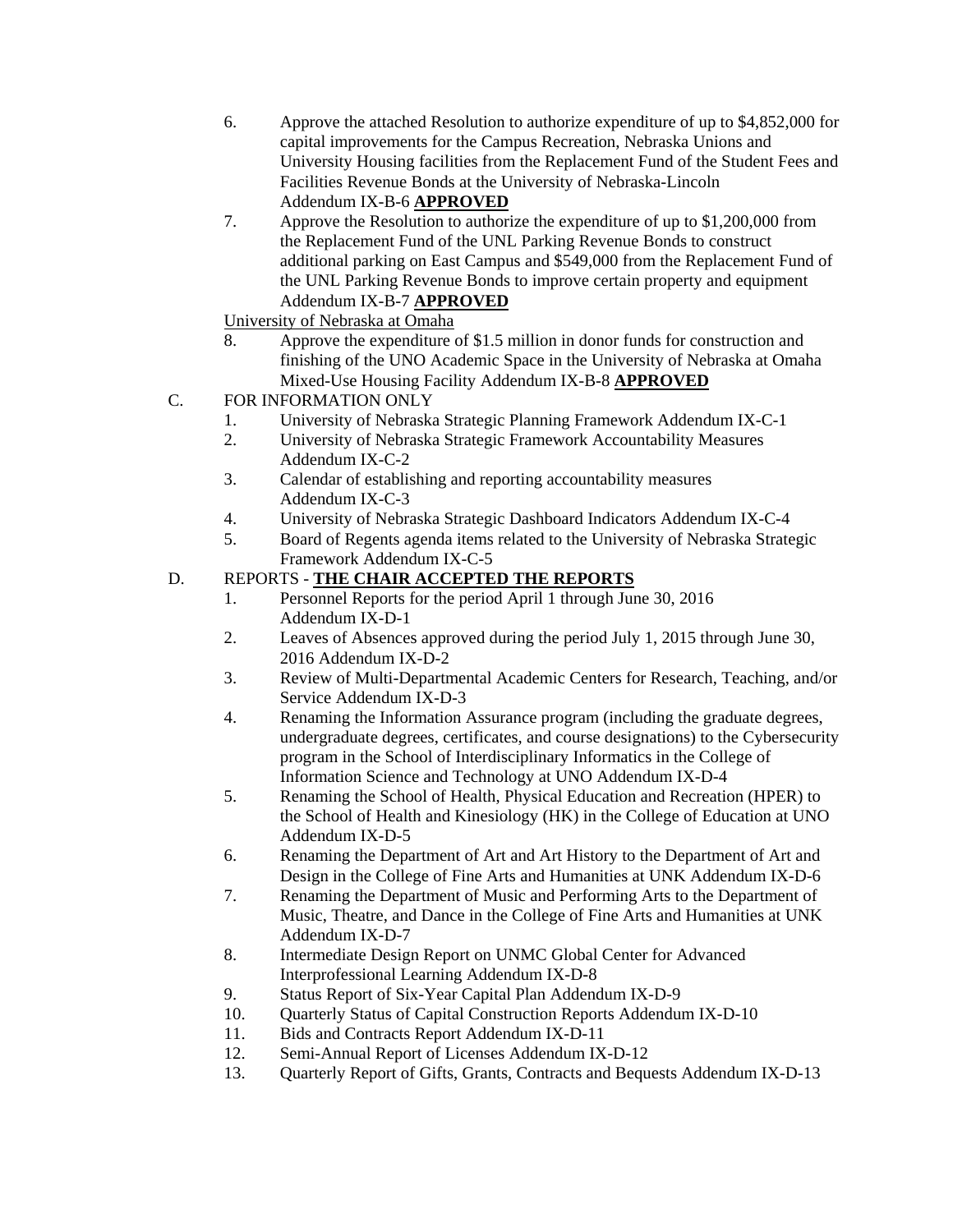6. Approve the attached Resolution to authorize expenditure of up to $4,852,000 for capital improvements for the Campus Recreation, Nebraska Unions and University Housing facilities from the Replacement Fund of the Student Fees and Facilities Revenue Bonds at the University of Nebraska-Lincoln Addendum IX-B-6 **APPROVED**
7. Approve the Resolution to authorize the expenditure of up to $1,200,000 from the Replacement Fund of the UNL Parking Revenue Bonds to construct additional parking on East Campus and $549,000 from the Replacement Fund of the UNL Parking Revenue Bonds to improve certain property and equipment Addendum IX-B-7 **APPROVED**

University of Nebraska at Omaha

8. Approve the expenditure of $1.5 million in donor funds for construction and finishing of the UNO Academic Space in the University of Nebraska at Omaha Mixed-Use Housing Facility Addendum IX-B-8 **APPROVED**

C. FOR INFORMATION ONLY

1. University of Nebraska Strategic Planning Framework Addendum IX-C-1
2. University of Nebraska Strategic Framework Accountability Measures Addendum IX-C-2
3. Calendar of establishing and reporting accountability measures Addendum IX-C-3
4. University of Nebraska Strategic Dashboard Indicators Addendum IX-C-4
5. Board of Regents agenda items related to the University of Nebraska Strategic Framework Addendum IX-C-5

D. REPORTS - **THE CHAIR ACCEPTED THE REPORTS**

1. Personnel Reports for the period April 1 through June 30, 2016 Addendum IX-D-1
2. Leaves of Absences approved during the period July 1, 2015 through June 30, 2016 Addendum IX-D-2
3. Review of Multi-Departmental Academic Centers for Research, Teaching, and/or Service Addendum IX-D-3
4. Renaming the Information Assurance program (including the graduate degrees, undergraduate degrees, certificates, and course designations) to the Cybersecurity program in the School of Interdisciplinary Informatics in the College of Information Science and Technology at UNO Addendum IX-D-4
5. Renaming the School of Health, Physical Education and Recreation (HPER) to the School of Health and Kinesiology (HK) in the College of Education at UNO Addendum IX-D-5
6. Renaming the Department of Art and Art History to the Department of Art and Design in the College of Fine Arts and Humanities at UNK Addendum IX-D-6
7. Renaming the Department of Music and Performing Arts to the Department of Music, Theatre, and Dance in the College of Fine Arts and Humanities at UNK Addendum IX-D-7
8. Intermediate Design Report on UNMC Global Center for Advanced Interprofessional Learning Addendum IX-D-8
9. Status Report of Six-Year Capital Plan Addendum IX-D-9
10. Quarterly Status of Capital Construction Reports Addendum IX-D-10
11. Bids and Contracts Report Addendum IX-D-11
12. Semi-Annual Report of Licenses Addendum IX-D-12
13. Quarterly Report of Gifts, Grants, Contracts and Bequests Addendum IX-D-13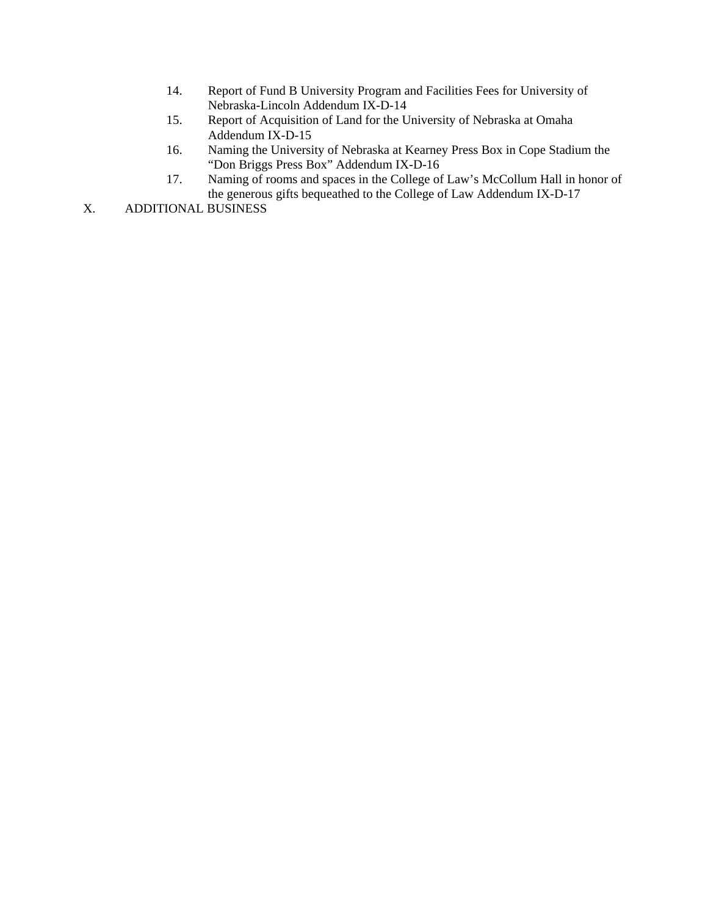14. Report of Fund B University Program and Facilities Fees for University of Nebraska-Lincoln Addendum IX-D-14
15. Report of Acquisition of Land for the University of Nebraska at Omaha Addendum IX-D-15
16. Naming the University of Nebraska at Kearney Press Box in Cope Stadium the "Don Briggs Press Box" Addendum IX-D-16
17. Naming of rooms and spaces in the College of Law's McCollum Hall in honor of the generous gifts bequeathed to the College of Law Addendum IX-D-17

X. ADDITIONAL BUSINESS